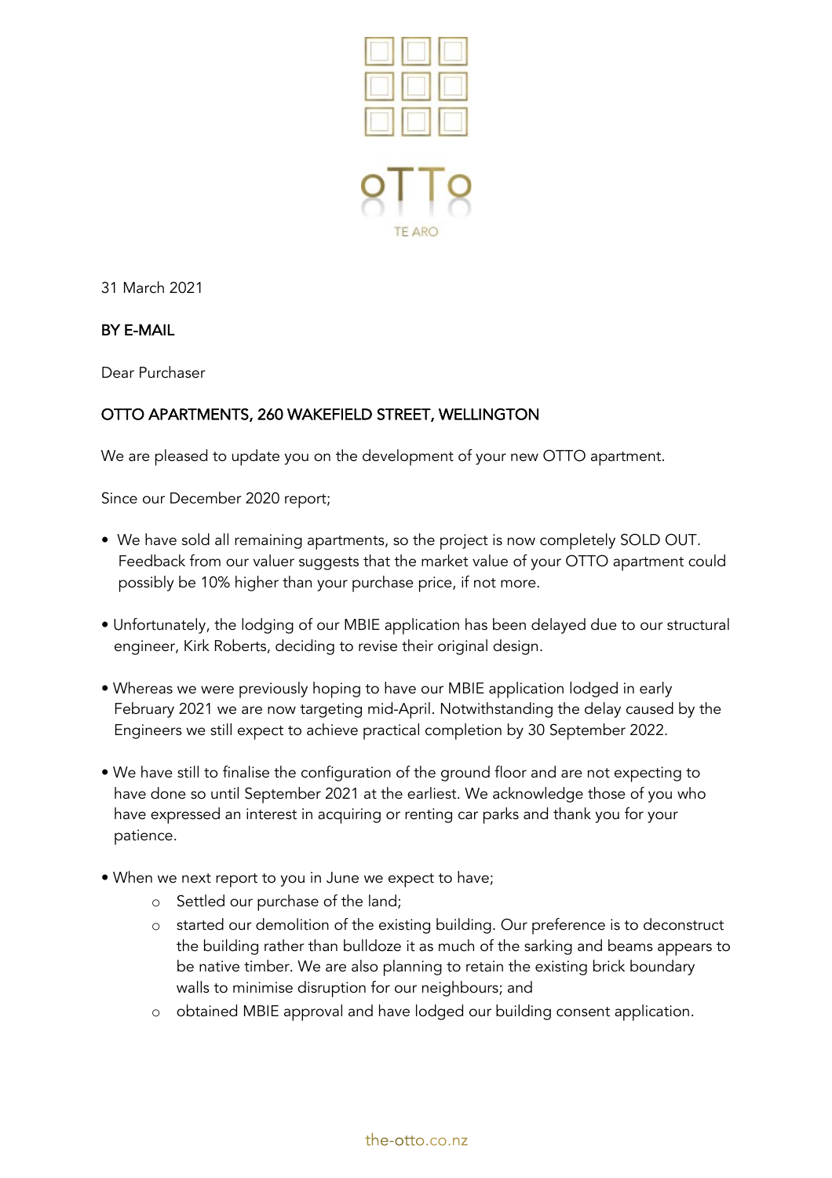oTTo

TE ARO

31 March 2021

**BY E-MAIL**

Dear Purchaser

**OTTO APARTMENTS, 260 WAKEFIELD STREET, WELLINGTON**

We are pleased to update you on the development of your new OTTO apartment.

Since our December 2020 report;

- We have sold all remaining apartments, so the project is now completely SOLD OUT. Feedback from our valuer suggests that the market value of your OTTO apartment could possibly be 10% higher than your purchase price, if not more.

- Unfortunately, the lodging of our MBIE application has been delayed due to our structural engineer, Kirk Roberts, deciding to revise their original design.

- Whereas we were previously hoping to have our MBIE application lodged in early February 2021 we are now targeting mid-April. Notwithstanding the delay caused by the Engineers we still expect to achieve practical completion by 30 September 2022.

- We have still to finalise the configuration of the ground floor and are not expecting to have done so until September 2021 at the earliest. We acknowledge those of you who have expressed an interest in acquiring or renting car parks and thank you for your patience.

- When we next report to you in June we expect to have;
    - Settled our purchase of the land;
    - started our demolition of the existing building. Our preference is to deconstruct the building rather than bulldoze it as much of the sarking and beams appears to be native timber. We are also planning to retain the existing brick boundary walls to minimise disruption for our neighbours; and
    - obtained MBIE approval and have lodged our building consent application.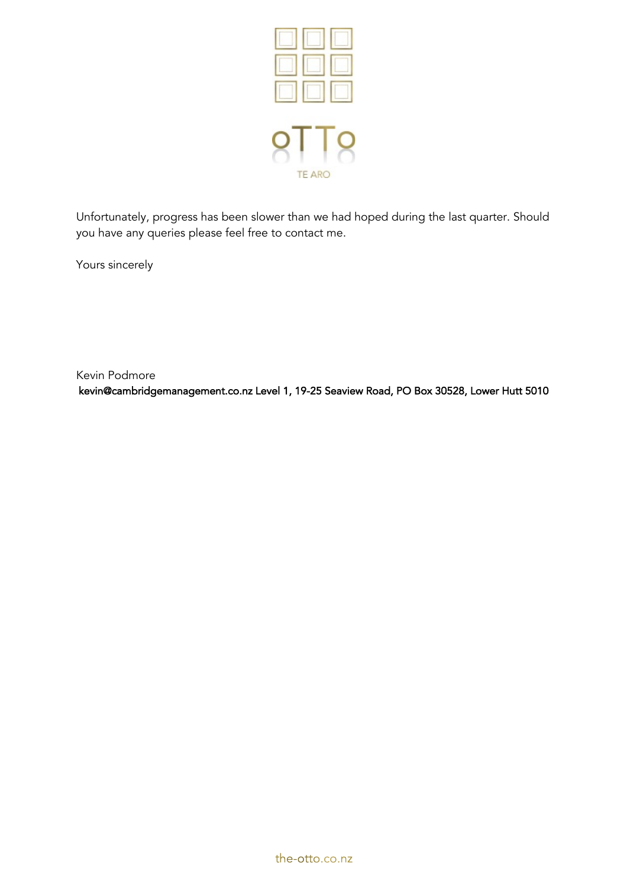Unfortunately, progress has been slower than we had hoped during the last quarter. Should you have any queries please feel free to contact me.

Yours sincerely

Kevin Podmore

kevin@cambridgemanagement.co.nz Level 1, 19-25 Seaview Road, PO Box 30528, Lower Hutt 5010